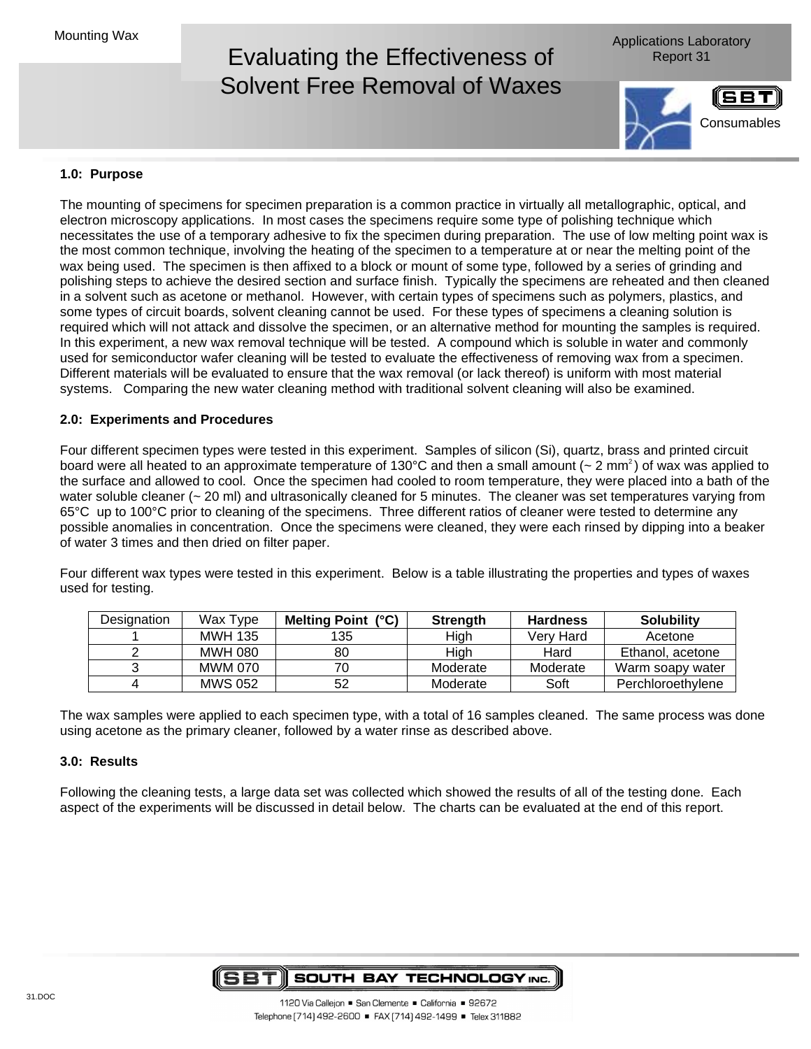Mounting Wax

# Evaluating the Effectiveness of Solvent Free Removal of Waxes

Applications Laboratory Report 31

Consumables

## 1.0: Purpose

The mounting of specimens for specimen preparation is a common practice in virtually all metallographic, optical, and electron microscopy applications. In most cases the specimens require some type of polishing technique which necessitates the use of a temporary adhesive to fix the specimen during preparation. The use of low melting point wax is the most common technique, involving the heating of the specimen to a temperature at or near the melting point of the wax being used. The specimen is then affixed to a block or mount of some type, followed by a series of grinding and polishing steps to achieve the desired section and surface finish. Typically the specimens are reheated and then cleaned in a solvent such as acetone or methanol. However, with certain types of specimens such as polymers, plastics, and some types of circuit boards, solvent cleaning cannot be used. For these types of specimens a cleaning solution is required which will not attack and dissolve the specimen, or an alternative method for mounting the samples is required. In this experiment, a new wax removal technique will be tested. A compound which is soluble in water and commonly used for semiconductor wafer cleaning will be tested to evaluate the effectiveness of removing wax from a specimen. Different materials will be evaluated to ensure that the wax removal (or lack thereof) is uniform with most material systems. Comparing the new water cleaning method with traditional solvent cleaning will also be examined.

## 2.0: Experiments and Procedures

Four different specimen types were tested in this experiment. Samples of silicon (Si), quartz, brass and printed circuit board were all heated to an approximate temperature of 130°C and then a small amount (~ 2 mm$^2$) of wax was applied to the surface and allowed to cool. Once the specimen had cooled to room temperature, they were placed into a bath of the water soluble cleaner (~ 20 ml) and ultrasonically cleaned for 5 minutes. The cleaner was set temperatures varying from 65°C up to 100°C prior to cleaning of the specimens. Three different ratios of cleaner were tested to determine any possible anomalies in concentration. Once the specimens were cleaned, they were each rinsed by dipping into a beaker of water 3 times and then dried on filter paper.

Four different wax types were tested in this experiment. Below is a table illustrating the properties and types of waxes used for testing.

| Designation | Wax Type | Melting Point (°C) | Strength | Hardness | Solubility |
|---|---|---|---|---|---|
| 1 | MWH 135 | 135 | High | Very Hard | Acetone |
| 2 | MWH 080 | 80 | High | Hard | Ethanol, acetone |
| 3 | MWM 070 | 70 | Moderate | Moderate | Warm soapy water |
| 4 | MWS 052 | 52 | Moderate | Soft | Perchloroethylene |

The wax samples were applied to each specimen type, with a total of 16 samples cleaned. The same process was done using acetone as the primary cleaner, followed by a water rinse as described above.

## 3.0: Results

Following the cleaning tests, a large data set was collected which showed the results of all of the testing done. Each aspect of the experiments will be discussed in detail below. The charts can be evaluated at the end of this report.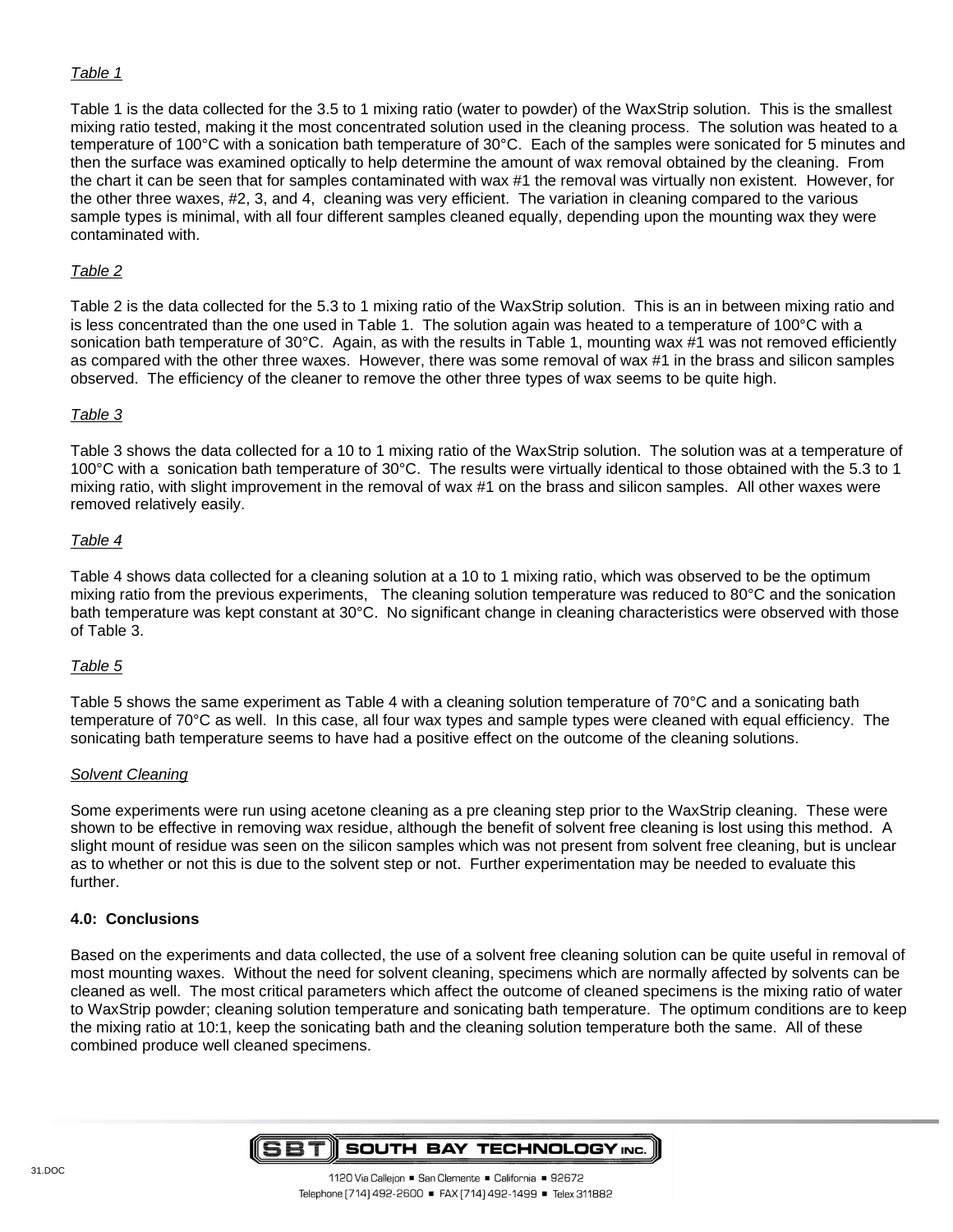*Table 1*

Table 1 is the data collected for the 3.5 to 1 mixing ratio (water to powder) of the WaxStrip solution. This is the smallest mixing ratio tested, making it the most concentrated solution used in the cleaning process. The solution was heated to a temperature of 100°C with a sonication bath temperature of 30°C. Each of the samples were sonicated for 5 minutes and then the surface was examined optically to help determine the amount of wax removal obtained by the cleaning. From the chart it can be seen that for samples contaminated with wax #1 the removal was virtually non existent. However, for the other three waxes, #2, 3, and 4, cleaning was very efficient. The variation in cleaning compared to the various sample types is minimal, with all four different samples cleaned equally, depending upon the mounting wax they were contaminated with.

*Table 2*

Table 2 is the data collected for the 5.3 to 1 mixing ratio of the WaxStrip solution. This is an in between mixing ratio and is less concentrated than the one used in Table 1. The solution again was heated to a temperature of 100°C with a sonication bath temperature of 30°C. Again, as with the results in Table 1, mounting wax #1 was not removed efficiently as compared with the other three waxes. However, there was some removal of wax #1 in the brass and silicon samples observed. The efficiency of the cleaner to remove the other three types of wax seems to be quite high.

*Table 3*

Table 3 shows the data collected for a 10 to 1 mixing ratio of the WaxStrip solution. The solution was at a temperature of 100°C with a sonication bath temperature of 30°C. The results were virtually identical to those obtained with the 5.3 to 1 mixing ratio, with slight improvement in the removal of wax #1 on the brass and silicon samples. All other waxes were removed relatively easily.

*Table 4*

Table 4 shows data collected for a cleaning solution at a 10 to 1 mixing ratio, which was observed to be the optimum mixing ratio from the previous experiments, The cleaning solution temperature was reduced to 80°C and the sonication bath temperature was kept constant at 30°C. No significant change in cleaning characteristics were observed with those of Table 3.

*Table 5*

Table 5 shows the same experiment as Table 4 with a cleaning solution temperature of 70°C and a sonicating bath temperature of 70°C as well. In this case, all four wax types and sample types were cleaned with equal efficiency. The sonicating bath temperature seems to have had a positive effect on the outcome of the cleaning solutions.

*Solvent Cleaning*

Some experiments were run using acetone cleaning as a pre cleaning step prior to the WaxStrip cleaning. These were shown to be effective in removing wax residue, although the benefit of solvent free cleaning is lost using this method. A slight mount of residue was seen on the silicon samples which was not present from solvent free cleaning, but is unclear as to whether or not this is due to the solvent step or not. Further experimentation may be needed to evaluate this further.

**4.0: Conclusions**

Based on the experiments and data collected, the use of a solvent free cleaning solution can be quite useful in removal of most mounting waxes. Without the need for solvent cleaning, specimens which are normally affected by solvents can be cleaned as well. The most critical parameters which affect the outcome of cleaned specimens is the mixing ratio of water to WaxStrip powder; cleaning solution temperature and sonicating bath temperature. The optimum conditions are to keep the mixing ratio at 10:1, keep the sonicating bath and the cleaning solution temperature both the same. All of these combined produce well cleaned specimens.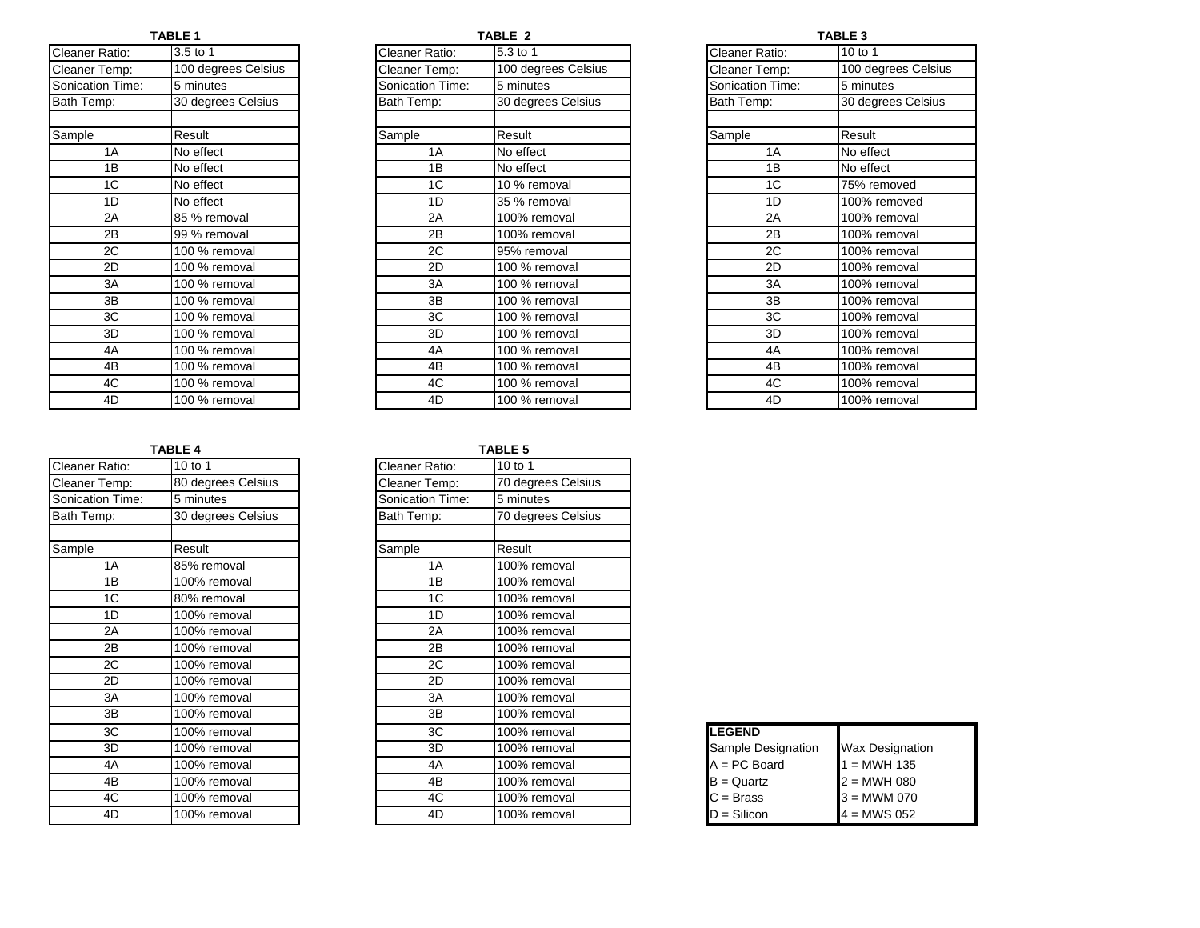**TABLE 1**

| Cleaner Ratio: | 3.5 to 1 |
|---|---|
| Cleaner Temp: | 100 degrees Celsius |
| Sonication Time: | 5 minutes |
| Bath Temp: | 30 degrees Celsius |
| | |
| Sample | Result |
| 1A | No effect |
| 1B | No effect |
| 1C | No effect |
| 1D | No effect |
| 2A | 85 % removal |
| 2B | 99 % removal |
| 2C | 100 % removal |
| 2D | 100 % removal |
| 3A | 100 % removal |
| 3B | 100 % removal |
| 3C | 100 % removal |
| 3D | 100 % removal |
| 4A | 100 % removal |
| 4B | 100 % removal |
| 4C | 100 % removal |
| 4D | 100 % removal |

**TABLE 2**

| Cleaner Ratio: | 5.3 to 1 |
|---|---|
| Cleaner Temp: | 100 degrees Celsius |
| Sonication Time: | 5 minutes |
| Bath Temp: | 30 degrees Celsius |
| | |
| Sample | Result |
| 1A | No effect |
| 1B | No effect |
| 1C | 10 % removal |
| 1D | 35 % removal |
| 2A | 100% removal |
| 2B | 100% removal |
| 2C | 95% removal |
| 2D | 100 % removal |
| 3A | 100 % removal |
| 3B | 100 % removal |
| 3C | 100 % removal |
| 3D | 100 % removal |
| 4A | 100 % removal |
| 4B | 100 % removal |
| 4C | 100 % removal |
| 4D | 100 % removal |

**TABLE 3**

| Cleaner Ratio: | 10 to 1 |
|---|---|
| Cleaner Temp: | 100 degrees Celsius |
| Sonication Time: | 5 minutes |
| Bath Temp: | 30 degrees Celsius |
| | |
| Sample | Result |
| 1A | No effect |
| 1B | No effect |
| 1C | 75% removed |
| 1D | 100% removed |
| 2A | 100% removal |
| 2B | 100% removal |
| 2C | 100% removal |
| 2D | 100% removal |
| 3A | 100% removal |
| 3B | 100% removal |
| 3C | 100% removal |
| 3D | 100% removal |
| 4A | 100% removal |
| 4B | 100% removal |
| 4C | 100% removal |
| 4D | 100% removal |

**TABLE 4**

| Cleaner Ratio: | 10 to 1 |
|---|---|
| Cleaner Temp: | 80 degrees Celsius |
| Sonication Time: | 5 minutes |
| Bath Temp: | 30 degrees Celsius |
| | |
| Sample | Result |
| 1A | 85% removal |
| 1B | 100% removal |
| 1C | 80% removal |
| 1D | 100% removal |
| 2A | 100% removal |
| 2B | 100% removal |
| 2C | 100% removal |
| 2D | 100% removal |
| 3A | 100% removal |
| 3B | 100% removal |
| 3C | 100% removal |
| 3D | 100% removal |
| 4A | 100% removal |
| 4B | 100% removal |
| 4C | 100% removal |
| 4D | 100% removal |

**TABLE 5**

| Cleaner Ratio: | 10 to 1 |
|---|---|
| Cleaner Temp: | 70 degrees Celsius |
| Sonication Time: | 5 minutes |
| Bath Temp: | 70 degrees Celsius |
| | |
| Sample | Result |
| 1A | 100% removal |
| 1B | 100% removal |
| 1C | 100% removal |
| 1D | 100% removal |
| 2A | 100% removal |
| 2B | 100% removal |
| 2C | 100% removal |
| 2D | 100% removal |
| 3A | 100% removal |
| 3B | 100% removal |
| 3C | 100% removal |
| 3D | 100% removal |
| 4A | 100% removal |
| 4B | 100% removal |
| 4C | 100% removal |
| 4D | 100% removal |

**LEGEND**

| Sample Designation | Wax Designation |
|---|---|
| A = PC Board | 1 = MWH 135 |
| B = Quartz | 2 = MWH 080 |
| C = Brass | 3 = MWM 070 |
| D = Silicon | 4 = MWS 052 |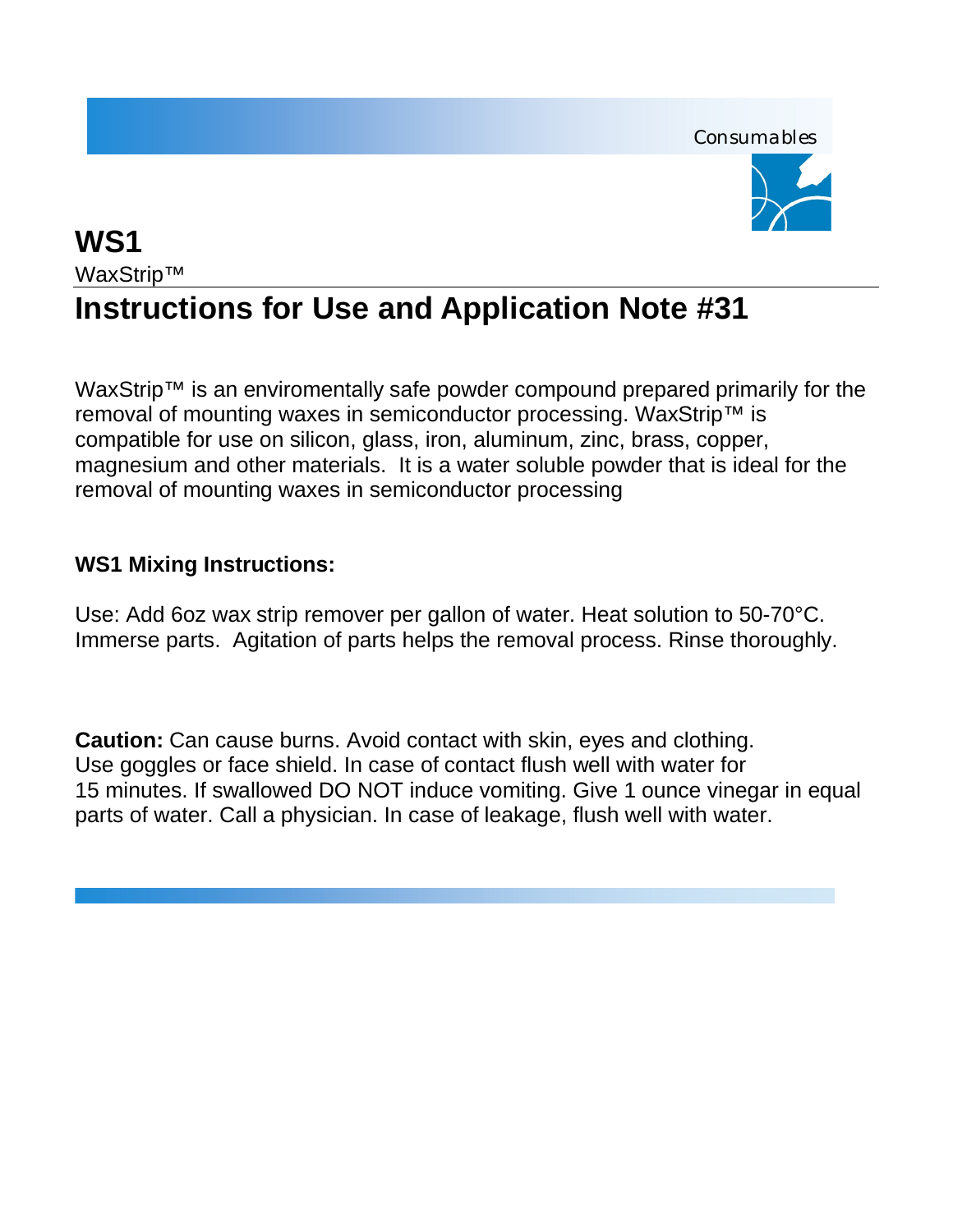Consumables

# WS1

WaxStrip™

## Instructions for Use and Application Note #31

WaxStrip™ is an enviromentally safe powder compound prepared primarily for the removal of mounting waxes in semiconductor processing. WaxStrip™ is compatible for use on silicon, glass, iron, aluminum, zinc, brass, copper, magnesium and other materials. It is a water soluble powder that is ideal for the removal of mounting waxes in semiconductor processing

**WS1 Mixing Instructions:**

Use: Add 6oz wax strip remover per gallon of water. Heat solution to 50-70°C. Immerse parts. Agitation of parts helps the removal process. Rinse thoroughly.

**Caution:** Can cause burns. Avoid contact with skin, eyes and clothing. Use goggles or face shield. In case of contact flush well with water for 15 minutes. If swallowed DO NOT induce vomiting. Give 1 ounce vinegar in equal parts of water. Call a physician. In case of leakage, flush well with water.